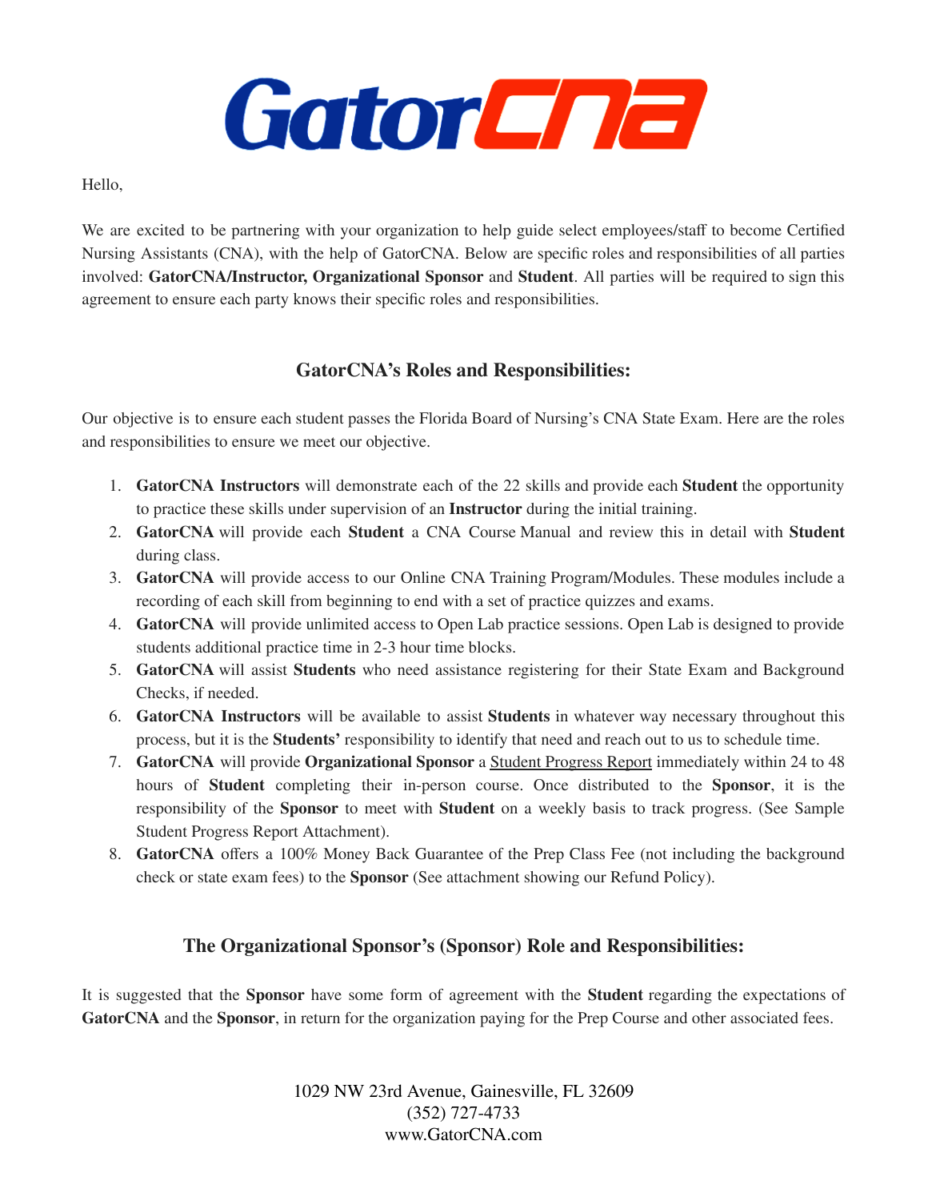# GatorCNA

Hello,

We are excited to be partnering with your organization to help guide select employees/staff to become Certified Nursing Assistants (CNA), with the help of GatorCNA. Below are specific roles and responsibilities of all parties involved: **GatorCNA/Instructor, Organizational Sponsor** and **Student**. All parties will be required to sign this agreement to ensure each party knows their specific roles and responsibilities.

## GatorCNA's Roles and Responsibilities:

Our objective is to ensure each student passes the Florida Board of Nursing's CNA State Exam. Here are the roles and responsibilities to ensure we meet our objective.

1. **GatorCNA Instructors** will demonstrate each of the 22 skills and provide each **Student** the opportunity to practice these skills under supervision of an **Instructor** during the initial training.
2. **GatorCNA** will provide each **Student** a CNA Course Manual and review this in detail with **Student** during class.
3. **GatorCNA** will provide access to our Online CNA Training Program/Modules. These modules include a recording of each skill from beginning to end with a set of practice quizzes and exams.
4. **GatorCNA** will provide unlimited access to Open Lab practice sessions. Open Lab is designed to provide students additional practice time in 2-3 hour time blocks.
5. **GatorCNA** will assist **Students** who need assistance registering for their State Exam and Background Checks, if needed.
6. **GatorCNA Instructors** will be available to assist **Students** in whatever way necessary throughout this process, but it is the **Students'** responsibility to identify that need and reach out to us to schedule time.
7. **GatorCNA** will provide **Organizational Sponsor** a <u>Student Progress Report</u> immediately within 24 to 48 hours of **Student** completing their in-person course. Once distributed to the **Sponsor**, it is the responsibility of the **Sponsor** to meet with **Student** on a weekly basis to track progress. (See Sample Student Progress Report Attachment).
8. **GatorCNA** offers a 100% Money Back Guarantee of the Prep Class Fee (not including the background check or state exam fees) to the **Sponsor** (See attachment showing our Refund Policy).

## The Organizational Sponsor's (Sponsor) Role and Responsibilities:

It is suggested that the **Sponsor** have some form of agreement with the **Student** regarding the expectations of **GatorCNA** and the **Sponsor**, in return for the organization paying for the Prep Course and other associated fees.

1029 NW 23rd Avenue, Gainesville, FL 32609
(352) 727-4733
www.GatorCNA.com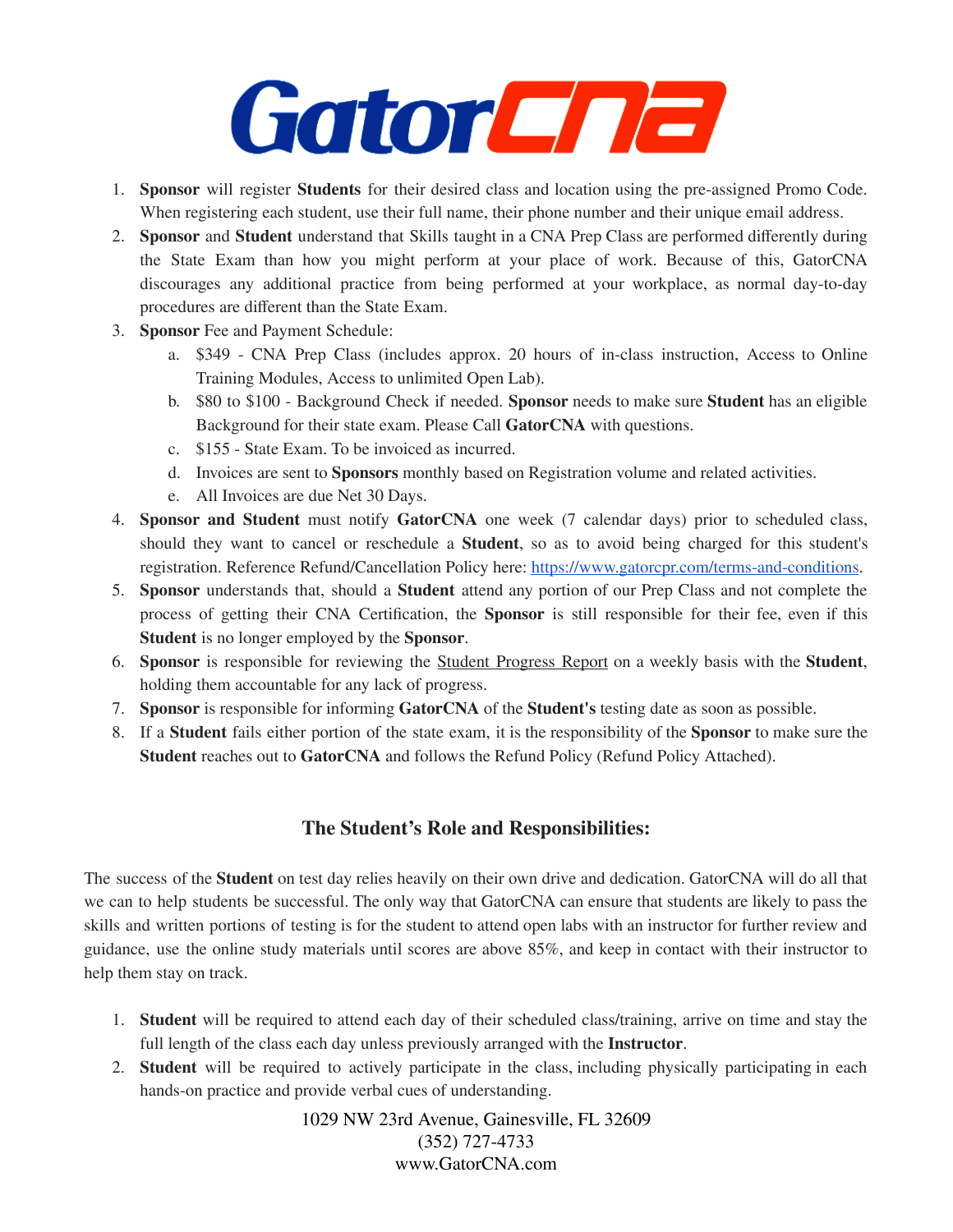# GatorCNA

1. **Sponsor** will register **Students** for their desired class and location using the pre-assigned Promo Code. When registering each student, use their full name, their phone number and their unique email address.
2. **Sponsor** and **Student** understand that Skills taught in a CNA Prep Class are performed differently during the State Exam than how you might perform at your place of work. Because of this, GatorCNA discourages any additional practice from being performed at your workplace, as normal day-to-day procedures are different than the State Exam.
3. **Sponsor** Fee and Payment Schedule:
    a. $349 - CNA Prep Class (includes approx. 20 hours of in-class instruction, Access to Online Training Modules, Access to unlimited Open Lab).
    b. $80 to $100 - Background Check if needed. **Sponsor** needs to make sure **Student** has an eligible Background for their state exam. Please Call **GatorCNA** with questions.
    c. $155 - State Exam. To be invoiced as incurred.
    d. Invoices are sent to **Sponsors** monthly based on Registration volume and related activities.
    e. All Invoices are due Net 30 Days.
4. **Sponsor and Student** must notify **GatorCNA** one week (7 calendar days) prior to scheduled class, should they want to cancel or reschedule a **Student**, so as to avoid being charged for this student's registration. Reference Refund/Cancellation Policy here: [https://www.gatorcpr.com/terms-and-conditions](https://www.gatorcpr.com/terms-and-conditions).
5. **Sponsor** understands that, should a **Student** attend any portion of our Prep Class and not complete the process of getting their CNA Certification, the **Sponsor** is still responsible for their fee, even if this **Student** is no longer employed by the **Sponsor**.
6. **Sponsor** is responsible for reviewing the Student Progress Report on a weekly basis with the **Student**, holding them accountable for any lack of progress.
7. **Sponsor** is responsible for informing **GatorCNA** of the **Student's** testing date as soon as possible.
8. If a **Student** fails either portion of the state exam, it is the responsibility of the **Sponsor** to make sure the **Student** reaches out to **GatorCNA** and follows the Refund Policy (Refund Policy Attached).

## The Student's Role and Responsibilities:

The success of the **Student** on test day relies heavily on their own drive and dedication. GatorCNA will do all that we can to help students be successful. The only way that GatorCNA can ensure that students are likely to pass the skills and written portions of testing is for the student to attend open labs with an instructor for further review and guidance, use the online study materials until scores are above 85%, and keep in contact with their instructor to help them stay on track.

1. **Student** will be required to attend each day of their scheduled class/training, arrive on time and stay the full length of the class each day unless previously arranged with the **Instructor**.
2. **Student** will be required to actively participate in the class, including physically participating in each hands-on practice and provide verbal cues of understanding.

1029 NW 23rd Avenue, Gainesville, FL 32609
(352) 727-4733
www.GatorCNA.com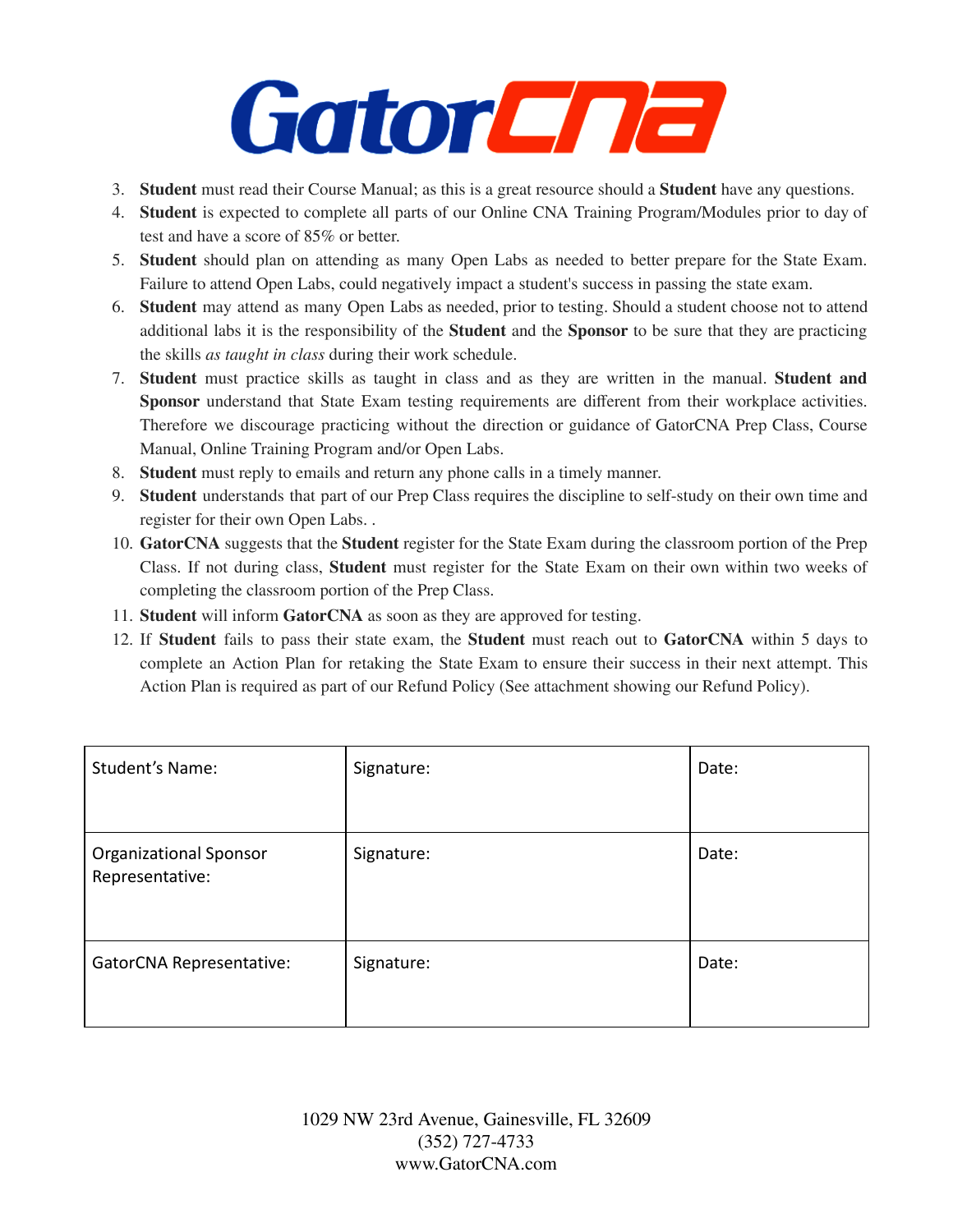# GatorCNA

3. **Student** must read their Course Manual; as this is a great resource should a **Student** have any questions.
4. **Student** is expected to complete all parts of our Online CNA Training Program/Modules prior to day of test and have a score of 85% or better.
5. **Student** should plan on attending as many Open Labs as needed to better prepare for the State Exam. Failure to attend Open Labs, could negatively impact a student's success in passing the state exam.
6. **Student** may attend as many Open Labs as needed, prior to testing. Should a student choose not to attend additional labs it is the responsibility of the **Student** and the **Sponsor** to be sure that they are practicing the skills *as taught in class* during their work schedule.
7. **Student** must practice skills as taught in class and as they are written in the manual. **Student and Sponsor** understand that State Exam testing requirements are different from their workplace activities. Therefore we discourage practicing without the direction or guidance of GatorCNA Prep Class, Course Manual, Online Training Program and/or Open Labs.
8. **Student** must reply to emails and return any phone calls in a timely manner.
9. **Student** understands that part of our Prep Class requires the discipline to self-study on their own time and register for their own Open Labs. .
10. **GatorCNA** suggests that the **Student** register for the State Exam during the classroom portion of the Prep Class. If not during class, **Student** must register for the State Exam on their own within two weeks of completing the classroom portion of the Prep Class.
11. **Student** will inform **GatorCNA** as soon as they are approved for testing.
12. If **Student** fails to pass their state exam, the **Student** must reach out to **GatorCNA** within 5 days to complete an Action Plan for retaking the State Exam to ensure their success in their next attempt. This Action Plan is required as part of our Refund Policy (See attachment showing our Refund Policy).

| | | |
|---|---|---|
| Student's Name: | Signature: | Date: |
| Organizational Sponsor Representative: | Signature: | Date: |
| GatorCNA Representative: | Signature: | Date: |

1029 NW 23rd Avenue, Gainesville, FL 32609
(352) 727-4733
www.GatorCNA.com